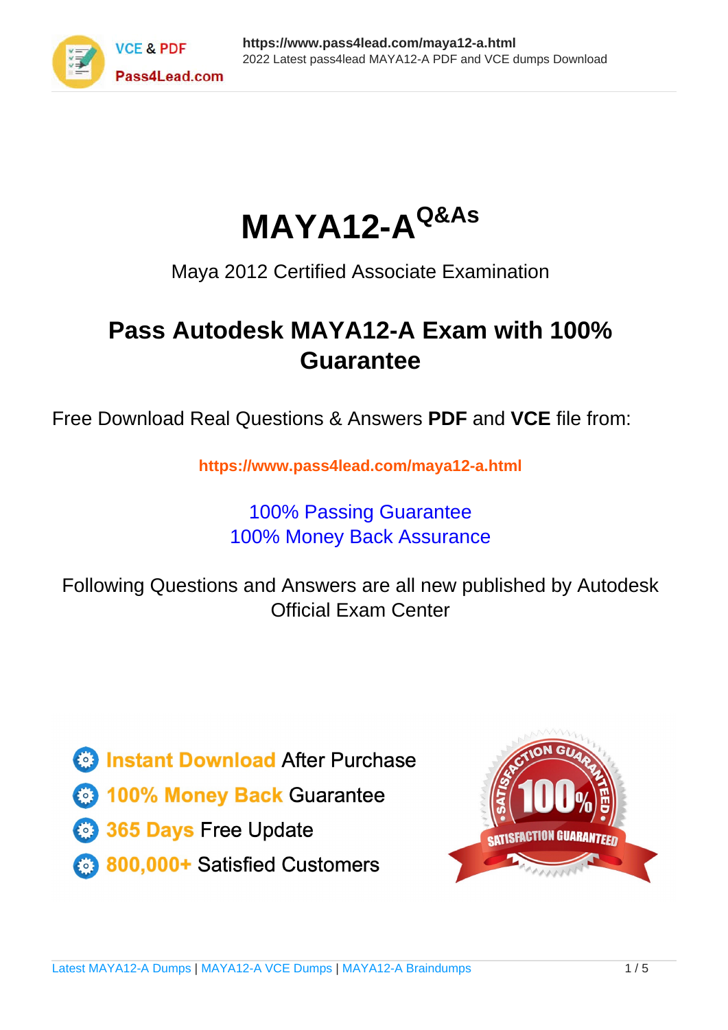# MAYA12-A[Q&As]

Maya 2012 Certified Associate Examination

## Pass Autodesk MAYA12-A Exam with 100% Guarantee

Free Download Real Questions & Answers **PDF** and **VCE** file from:

**https://www.pass4lead.com/maya12-a.html**

100% Passing Guarantee
100% Money Back Assurance

Following Questions and Answers are all new published by Autodesk Official Exam Center

- Instant Download After Purchase
- 100% Money Back Guarantee
- 365 Days Free Update
- 800,000+ Satisfied Customers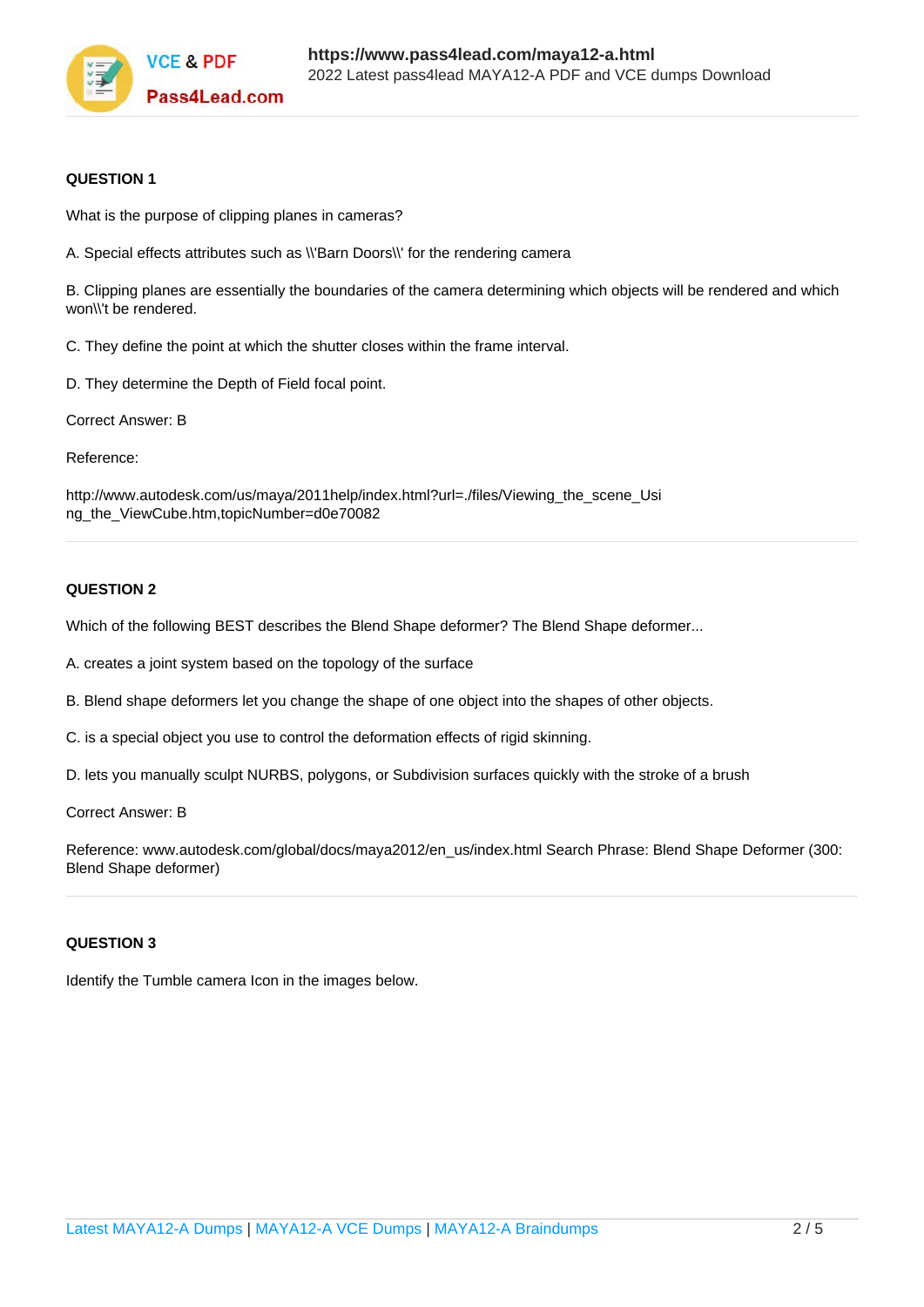**QUESTION 1**

What is the purpose of clipping planes in cameras?

A. Special effects attributes such as \\'Barn Doors\\' for the rendering camera

B. Clipping planes are essentially the boundaries of the camera determining which objects will be rendered and which won\\'t be rendered.

C. They define the point at which the shutter closes within the frame interval.

D. They determine the Depth of Field focal point.

Correct Answer: B

Reference:

http://www.autodesk.com/us/maya/2011help/index.html?url=./files/Viewing_the_scene_Using_the_ViewCube.htm,topicNumber=d0e70082

---

**QUESTION 2**

Which of the following BEST describes the Blend Shape deformer? The Blend Shape deformer...

A. creates a joint system based on the topology of the surface

B. Blend shape deformers let you change the shape of one object into the shapes of other objects.

C. is a special object you use to control the deformation effects of rigid skinning.

D. lets you manually sculpt NURBS, polygons, or Subdivision surfaces quickly with the stroke of a brush

Correct Answer: B

Reference: www.autodesk.com/global/docs/maya2012/en_us/index.html Search Phrase: Blend Shape Deformer (300: Blend Shape deformer)

---

**QUESTION 3**

Identify the Tumble camera Icon in the images below.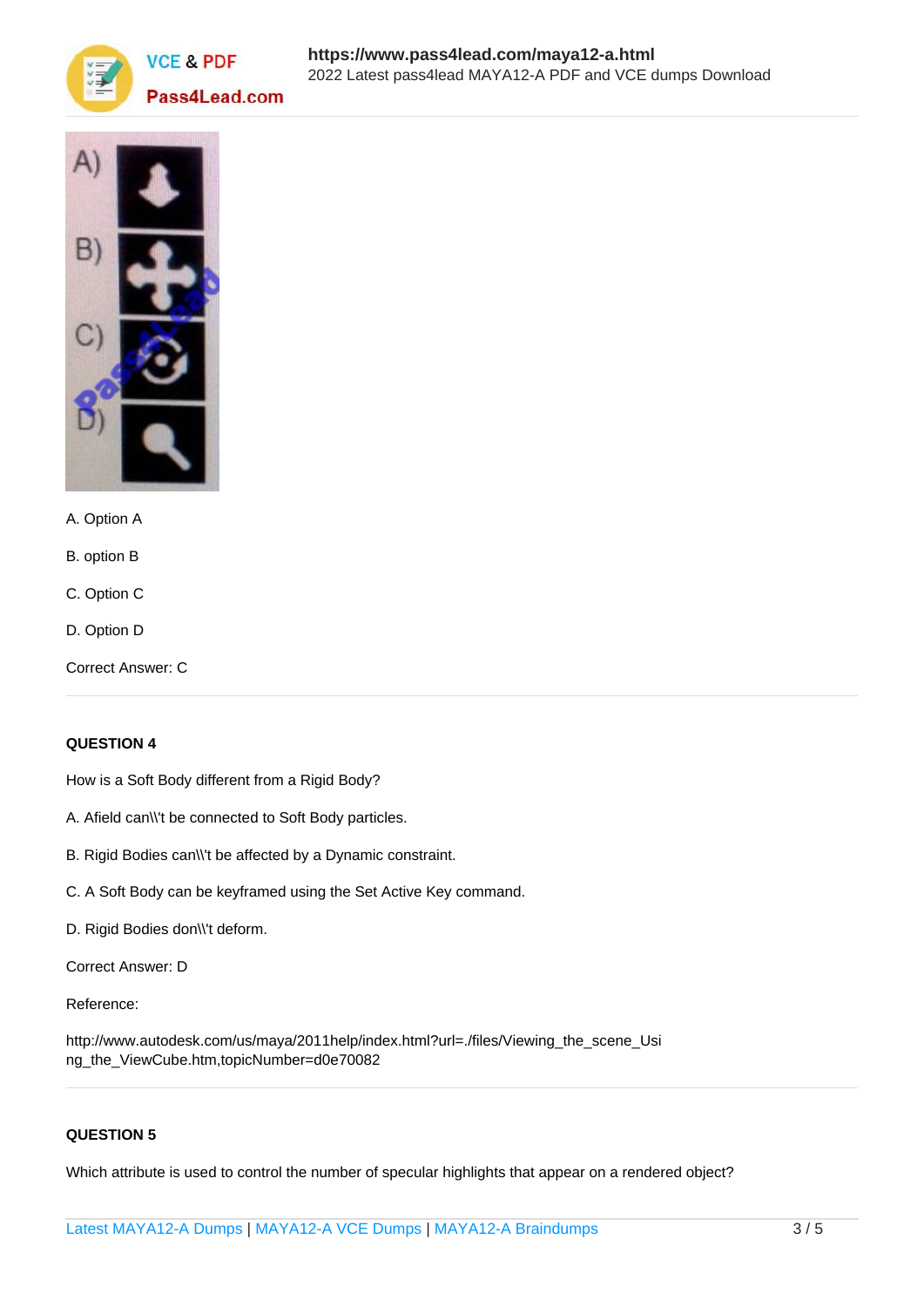A. Option A

B. option B

C. Option C

D. Option D

Correct Answer: C

### QUESTION 4

How is a Soft Body different from a Rigid Body?

A. Afield can\\'t be connected to Soft Body particles.

B. Rigid Bodies can\\'t be affected by a Dynamic constraint.

C. A Soft Body can be keyframed using the Set Active Key command.

D. Rigid Bodies don\\'t deform.

Correct Answer: D

Reference:

http://www.autodesk.com/us/maya/2011help/index.html?url=./files/Viewing_the_scene_Using_the_ViewCube.htm,topicNumber=d0e70082

### QUESTION 5

Which attribute is used to control the number of specular highlights that appear on a rendered object?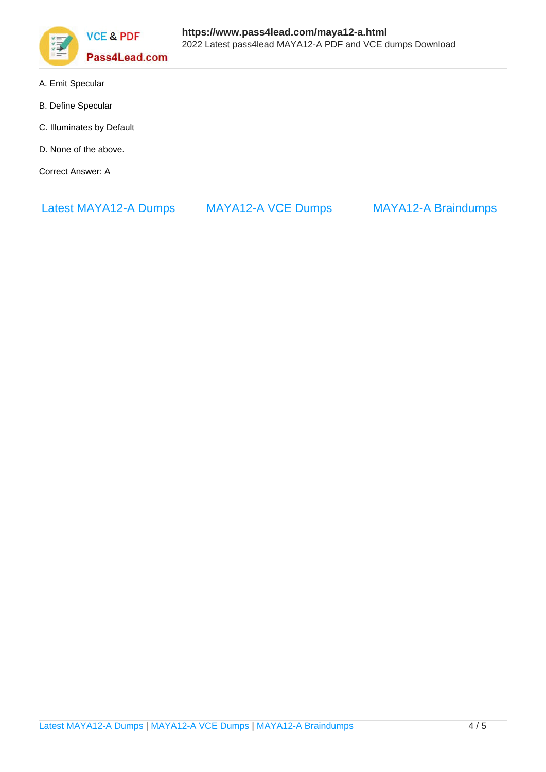A. Emit Specular

B. Define Specular

C. Illuminates by Default

D. None of the above.

Correct Answer: A

Latest MAYA12-A Dumps    MAYA12-A VCE Dumps    MAYA12-A Braindumps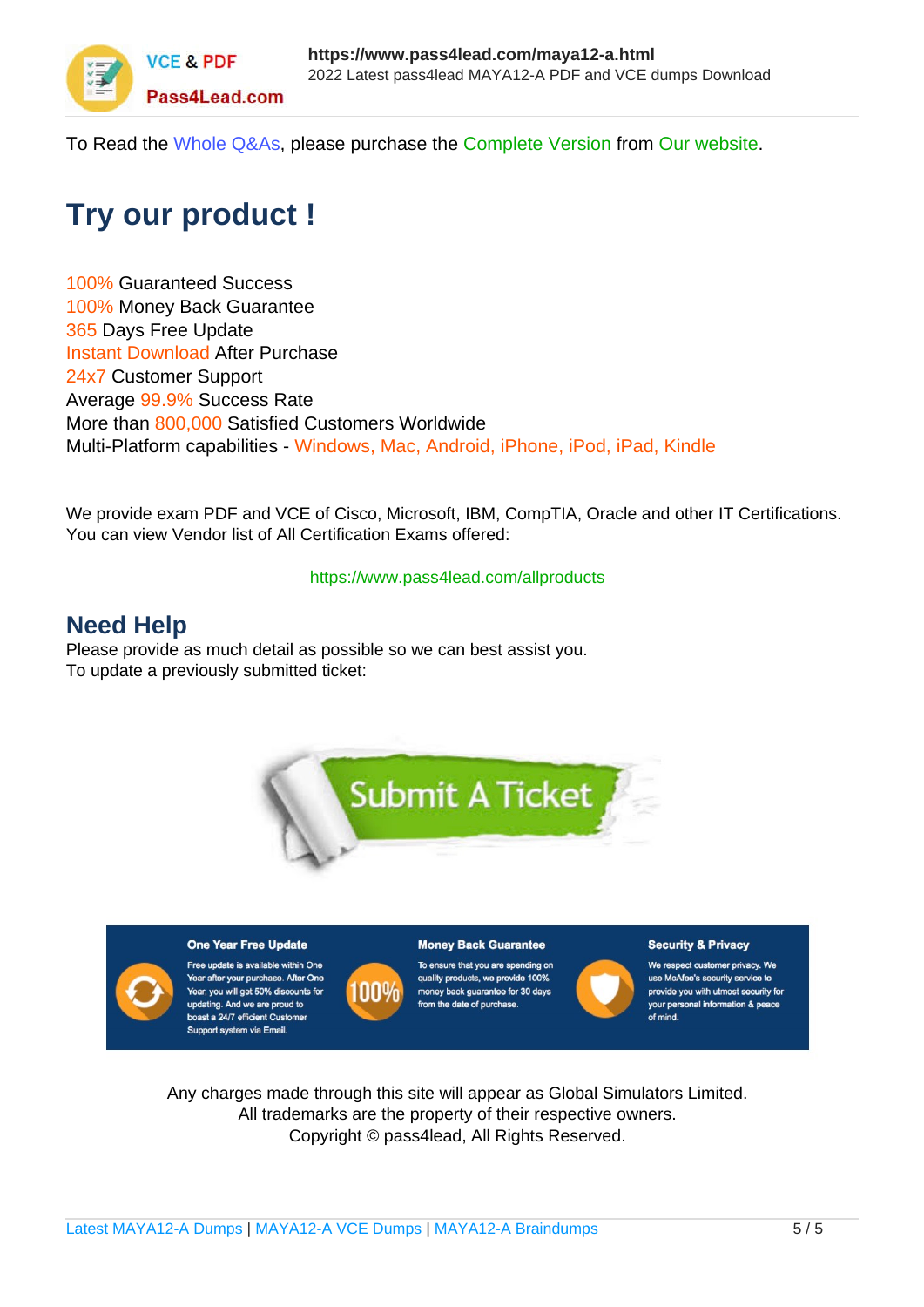To Read the Whole Q&As, please purchase the Complete Version from Our website.

# Try our product !

100% Guaranteed Success
100% Money Back Guarantee
365 Days Free Update
Instant Download After Purchase
24x7 Customer Support
Average 99.9% Success Rate
More than 800,000 Satisfied Customers Worldwide
Multi-Platform capabilities - Windows, Mac, Android, iPhone, iPod, iPad, Kindle

We provide exam PDF and VCE of Cisco, Microsoft, IBM, CompTIA, Oracle and other IT Certifications.
You can view Vendor list of All Certification Exams offered:

https://www.pass4lead.com/allproducts

## Need Help

Please provide as much detail as possible so we can best assist you.
To update a previously submitted ticket:

Submit A Ticket

**One Year Free Update**
Free update is available within One Year after your purchase. After One Year, you will get 50% discounts for updating. And we are proud to boast a 24/7 efficient Customer Support system via Email.

**Money Back Guarantee**
To ensure that you are spending on quality products, we provide 100% money back guarantee for 30 days from the date of purchase.

**Security & Privacy**
We respect customer privacy. We use McAfee's security service to provide you with utmost security for your personal information & peace of mind.

Any charges made through this site will appear as Global Simulators Limited.
All trademarks are the property of their respective owners.
Copyright © pass4lead, All Rights Reserved.